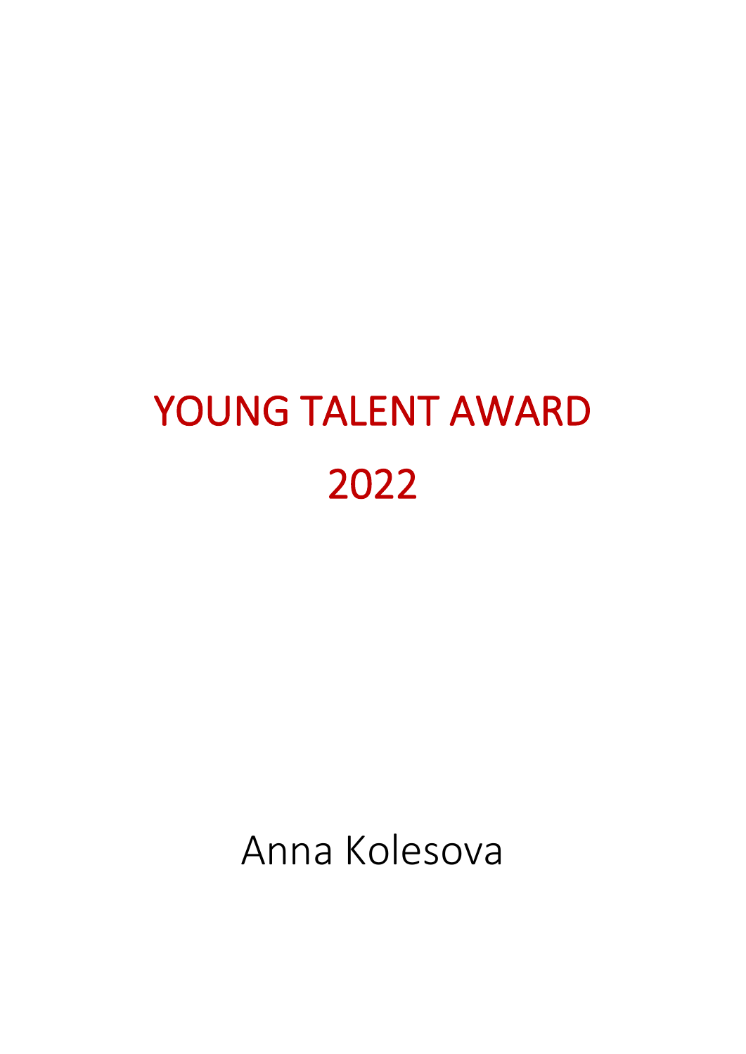# YOUNG TALENT AWARD 2022

Anna Kolesova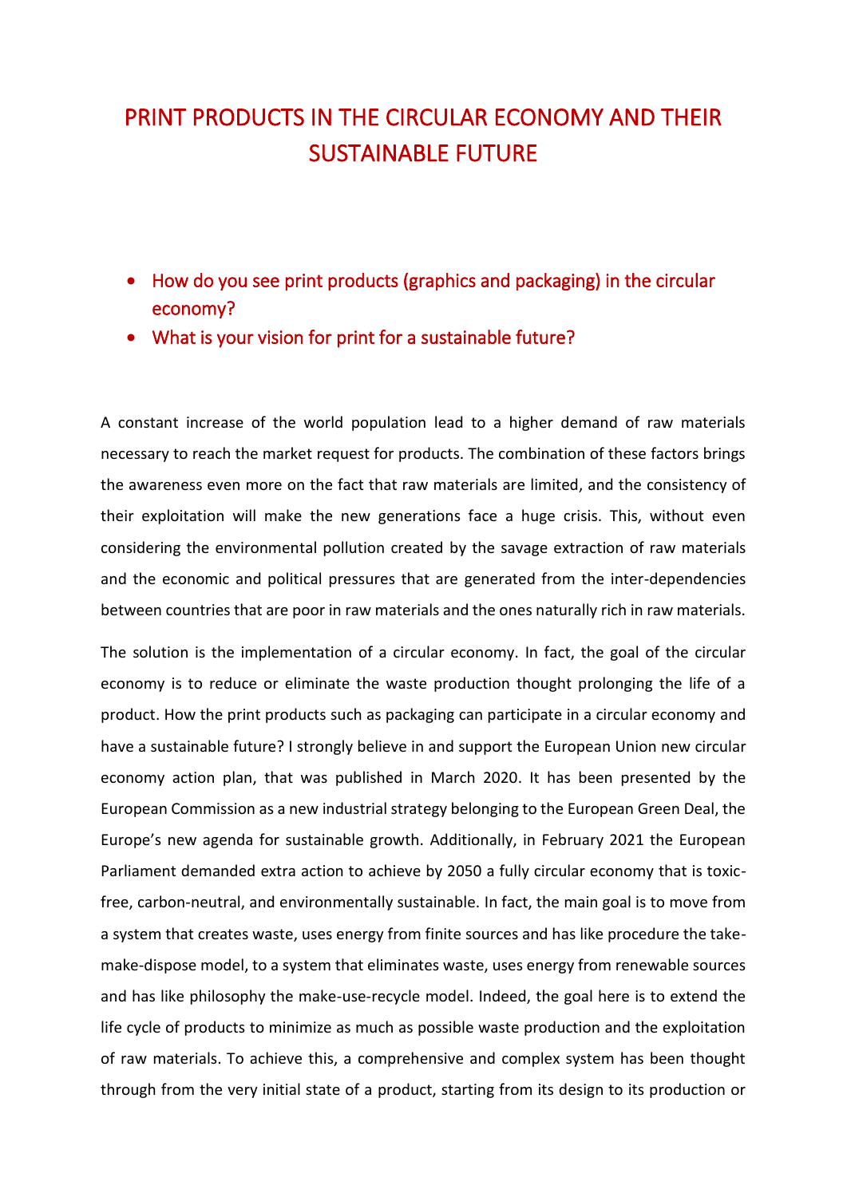# PRINT PRODUCTS IN THE CIRCULAR ECONOMY AND THEIR SUSTAINABLE FUTURE

- How do you see print products (graphics and packaging) in the circular economy?
- What is your vision for print for a sustainable future?

A constant increase of the world population lead to a higher demand of raw materials necessary to reach the market request for products. The combination of these factors brings the awareness even more on the fact that raw materials are limited, and the consistency of their exploitation will make the new generations face a huge crisis. This, without even considering the environmental pollution created by the savage extraction of raw materials and the economic and political pressures that are generated from the inter-dependencies between countries that are poor in raw materials and the ones naturally rich in raw materials.

The solution is the implementation of a circular economy. In fact, the goal of the circular economy is to reduce or eliminate the waste production thought prolonging the life of a product. How the print products such as packaging can participate in a circular economy and have a sustainable future? I strongly believe in and support the European Union new circular economy action plan, that was published in March 2020. It has been presented by the European Commission as a new industrial strategy belonging to the European Green Deal, the Europe's new agenda for sustainable growth. Additionally, in February 2021 the European Parliament demanded extra action to achieve by 2050 a fully circular economy that is toxic-free, carbon-neutral, and environmentally sustainable. In fact, the main goal is to move from a system that creates waste, uses energy from finite sources and has like procedure the take-make-dispose model, to a system that eliminates waste, uses energy from renewable sources and has like philosophy the make-use-recycle model. Indeed, the goal here is to extend the life cycle of products to minimize as much as possible waste production and the exploitation of raw materials. To achieve this, a comprehensive and complex system has been thought through from the very initial state of a product, starting from its design to its production or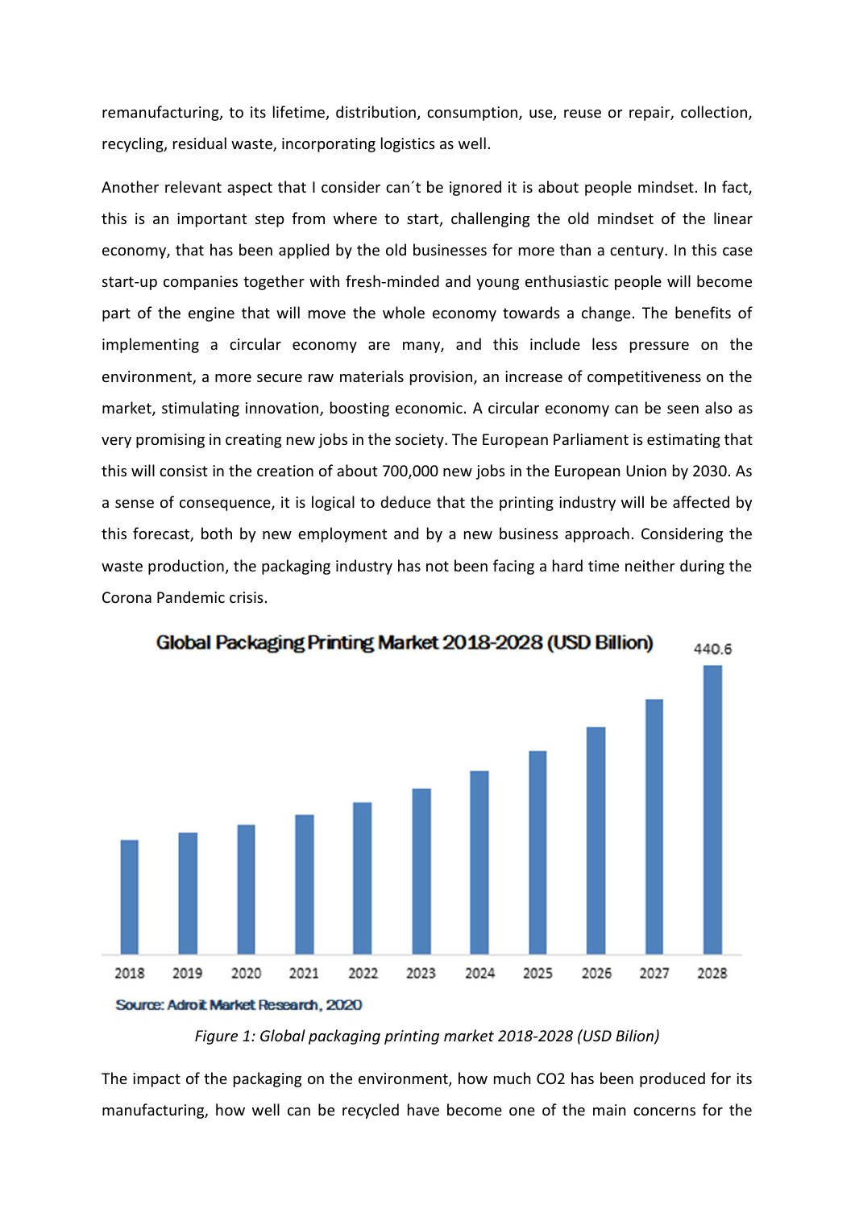remanufacturing, to its lifetime, distribution, consumption, use, reuse or repair, collection, recycling, residual waste, incorporating logistics as well.

Another relevant aspect that I consider can´t be ignored it is about people mindset. In fact, this is an important step from where to start, challenging the old mindset of the linear economy, that has been applied by the old businesses for more than a century. In this case start-up companies together with fresh-minded and young enthusiastic people will become part of the engine that will move the whole economy towards a change. The benefits of implementing a circular economy are many, and this include less pressure on the environment, a more secure raw materials provision, an increase of competitiveness on the market, stimulating innovation, boosting economic. A circular economy can be seen also as very promising in creating new jobs in the society. The European Parliament is estimating that this will consist in the creation of about 700,000 new jobs in the European Union by 2030. As a sense of consequence, it is logical to deduce that the printing industry will be affected by this forecast, both by new employment and by a new business approach. Considering the waste production, the packaging industry has not been facing a hard time neither during the Corona Pandemic crisis.

*Figure 1: Global packaging printing market 2018-2028 (USD Bilion)*

The impact of the packaging on the environment, how much $CO_2$ has been produced for its manufacturing, how well can be recycled have become one of the main concerns for the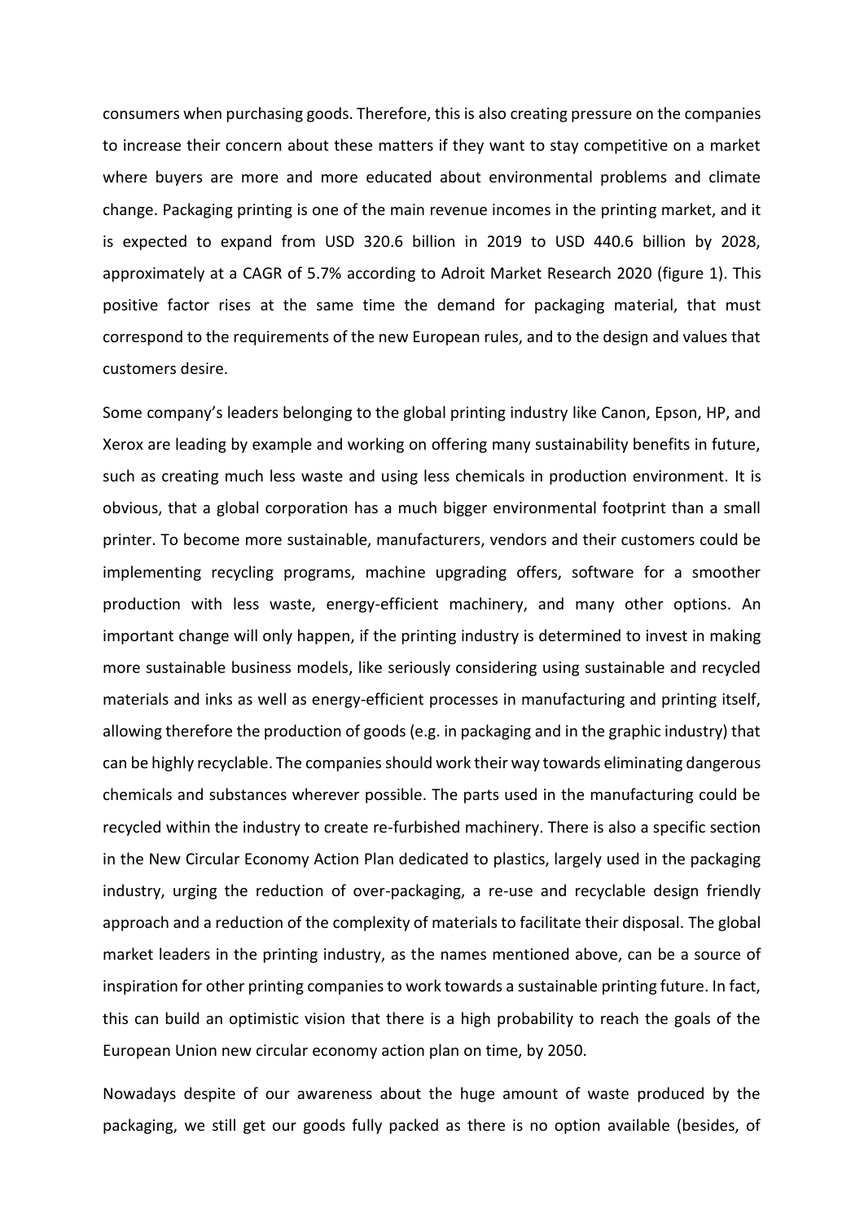consumers when purchasing goods. Therefore, this is also creating pressure on the companies to increase their concern about these matters if they want to stay competitive on a market where buyers are more and more educated about environmental problems and climate change. Packaging printing is one of the main revenue incomes in the printing market, and it is expected to expand from USD 320.6 billion in 2019 to USD 440.6 billion by 2028, approximately at a CAGR of 5.7% according to Adroit Market Research 2020 (figure 1). This positive factor rises at the same time the demand for packaging material, that must correspond to the requirements of the new European rules, and to the design and values that customers desire.

Some company's leaders belonging to the global printing industry like Canon, Epson, HP, and Xerox are leading by example and working on offering many sustainability benefits in future, such as creating much less waste and using less chemicals in production environment. It is obvious, that a global corporation has a much bigger environmental footprint than a small printer. To become more sustainable, manufacturers, vendors and their customers could be implementing recycling programs, machine upgrading offers, software for a smoother production with less waste, energy-efficient machinery, and many other options. An important change will only happen, if the printing industry is determined to invest in making more sustainable business models, like seriously considering using sustainable and recycled materials and inks as well as energy-efficient processes in manufacturing and printing itself, allowing therefore the production of goods (e.g. in packaging and in the graphic industry) that can be highly recyclable. The companies should work their way towards eliminating dangerous chemicals and substances wherever possible. The parts used in the manufacturing could be recycled within the industry to create re-furbished machinery. There is also a specific section in the New Circular Economy Action Plan dedicated to plastics, largely used in the packaging industry, urging the reduction of over-packaging, a re-use and recyclable design friendly approach and a reduction of the complexity of materials to facilitate their disposal. The global market leaders in the printing industry, as the names mentioned above, can be a source of inspiration for other printing companies to work towards a sustainable printing future. In fact, this can build an optimistic vision that there is a high probability to reach the goals of the European Union new circular economy action plan on time, by 2050.

Nowadays despite of our awareness about the huge amount of waste produced by the packaging, we still get our goods fully packed as there is no option available (besides, of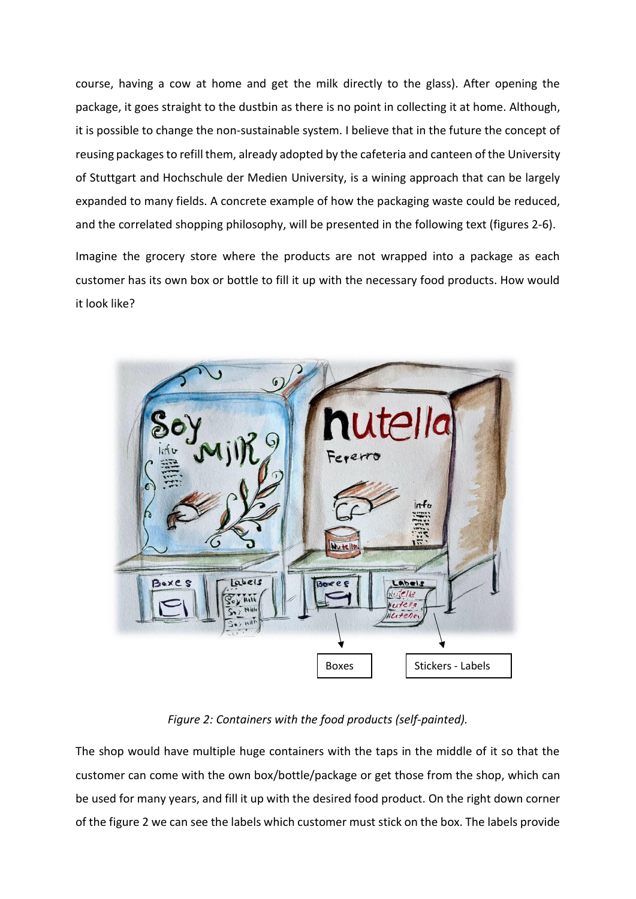course, having a cow at home and get the milk directly to the glass). After opening the package, it goes straight to the dustbin as there is no point in collecting it at home. Although, it is possible to change the non-sustainable system. I believe that in the future the concept of reusing packages to refill them, already adopted by the cafeteria and canteen of the University of Stuttgart and Hochschule der Medien University, is a wining approach that can be largely expanded to many fields. A concrete example of how the packaging waste could be reduced, and the correlated shopping philosophy, will be presented in the following text (figures 2-6).

Imagine the grocery store where the products are not wrapped into a package as each customer has its own box or bottle to fill it up with the necessary food products. How would it look like?

*Figure 2: Containers with the food products (self-painted).*

The shop would have multiple huge containers with the taps in the middle of it so that the customer can come with the own box/bottle/package or get those from the shop, which can be used for many years, and fill it up with the desired food product. On the right down corner of the figure 2 we can see the labels which customer must stick on the box. The labels provide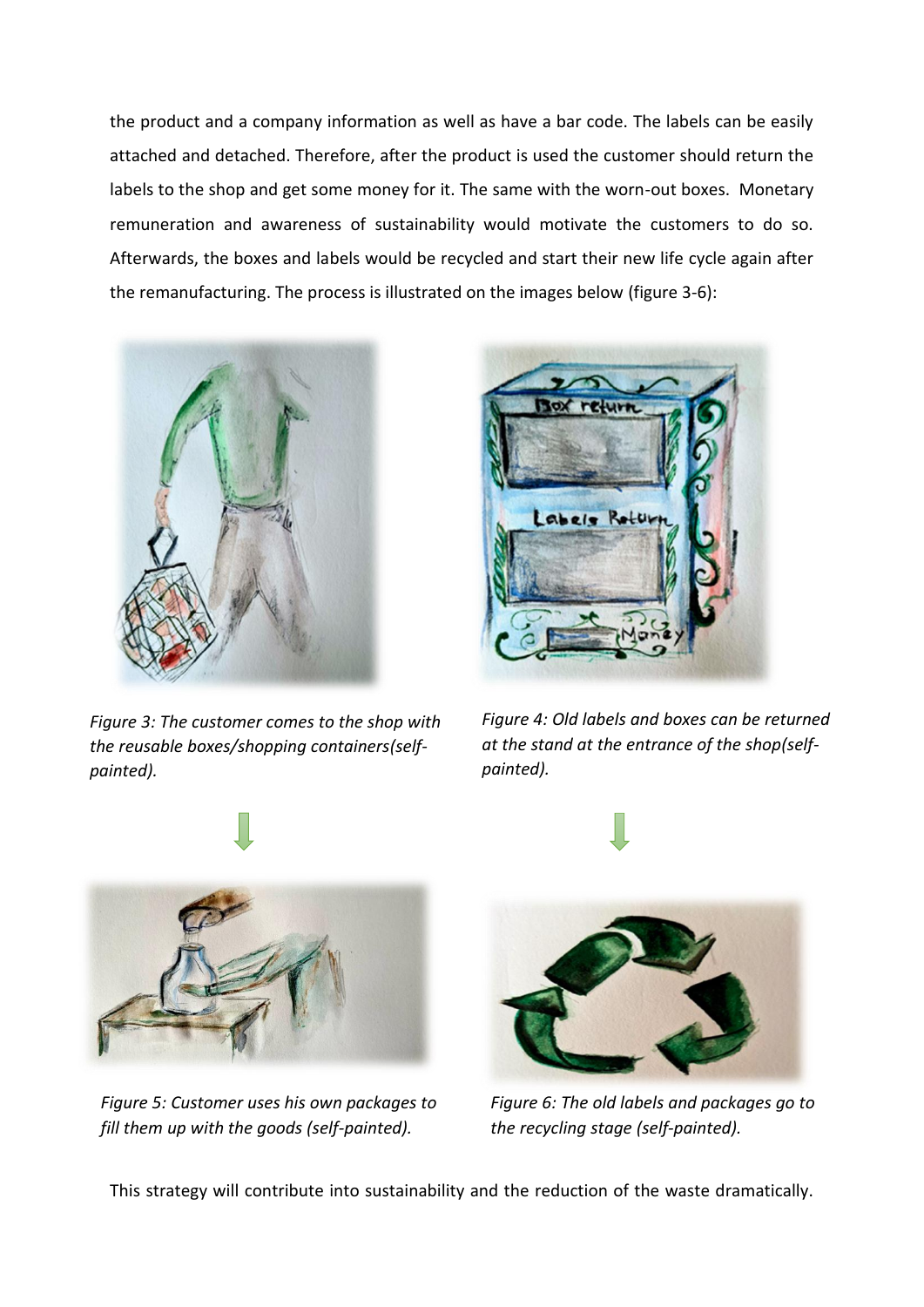the product and a company information as well as have a bar code. The labels can be easily attached and detached. Therefore, after the product is used the customer should return the labels to the shop and get some money for it. The same with the worn-out boxes. Monetary remuneration and awareness of sustainability would motivate the customers to do so. Afterwards, the boxes and labels would be recycled and start their new life cycle again after the remanufacturing. The process is illustrated on the images below (figure 3-6):

*Figure 3: The customer comes to the shop with the reusable boxes/shopping containers(self-painted).*

*Figure 4: Old labels and boxes can be returned at the stand at the entrance of the shop(self-painted).*

*Figure 5: Customer uses his own packages to fill them up with the goods (self-painted).*

*Figure 6: The old labels and packages go to the recycling stage (self-painted).*

This strategy will contribute into sustainability and the reduction of the waste dramatically.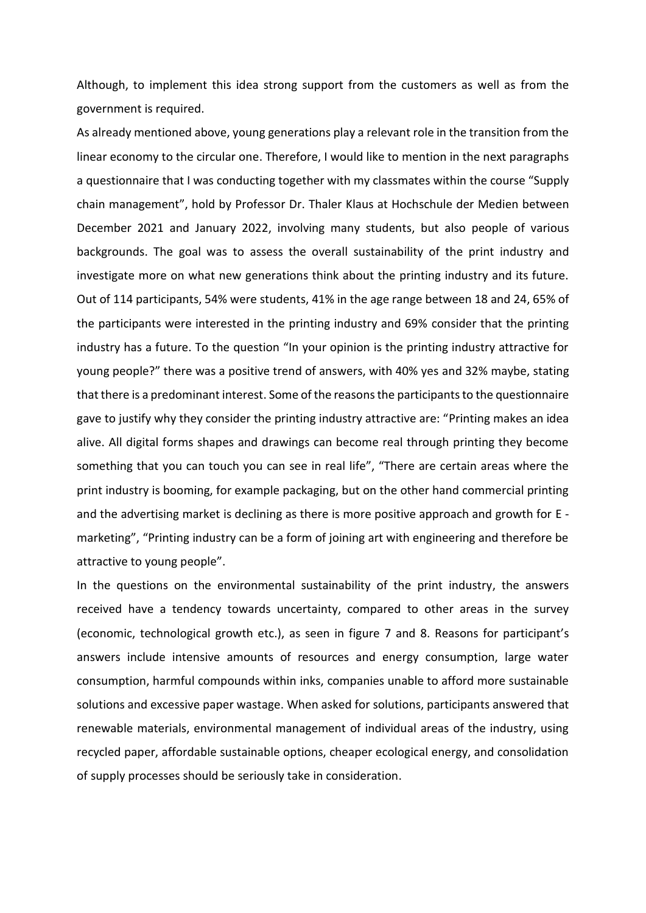Although, to implement this idea strong support from the customers as well as from the government is required.

As already mentioned above, young generations play a relevant role in the transition from the linear economy to the circular one. Therefore, I would like to mention in the next paragraphs a questionnaire that I was conducting together with my classmates within the course "Supply chain management", hold by Professor Dr. Thaler Klaus at Hochschule der Medien between December 2021 and January 2022, involving many students, but also people of various backgrounds. The goal was to assess the overall sustainability of the print industry and investigate more on what new generations think about the printing industry and its future. Out of 114 participants, 54% were students, 41% in the age range between 18 and 24, 65% of the participants were interested in the printing industry and 69% consider that the printing industry has a future. To the question "In your opinion is the printing industry attractive for young people?" there was a positive trend of answers, with 40% yes and 32% maybe, stating that there is a predominant interest. Some of the reasons the participants to the questionnaire gave to justify why they consider the printing industry attractive are: "Printing makes an idea alive. All digital forms shapes and drawings can become real through printing they become something that you can touch you can see in real life", "There are certain areas where the print industry is booming, for example packaging, but on the other hand commercial printing and the advertising market is declining as there is more positive approach and growth for E - marketing", "Printing industry can be a form of joining art with engineering and therefore be attractive to young people".

In the questions on the environmental sustainability of the print industry, the answers received have a tendency towards uncertainty, compared to other areas in the survey (economic, technological growth etc.), as seen in figure 7 and 8. Reasons for participant's answers include intensive amounts of resources and energy consumption, large water consumption, harmful compounds within inks, companies unable to afford more sustainable solutions and excessive paper wastage. When asked for solutions, participants answered that renewable materials, environmental management of individual areas of the industry, using recycled paper, affordable sustainable options, cheaper ecological energy, and consolidation of supply processes should be seriously take in consideration.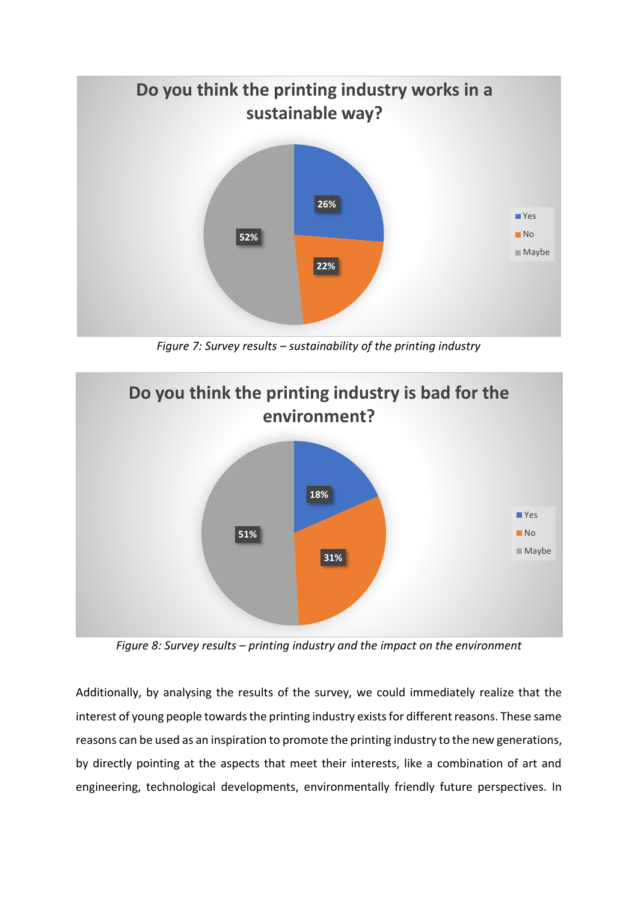*Figure 7: Survey results – sustainability of the printing industry*

*Figure 8: Survey results – printing industry and the impact on the environment*

Additionally, by analysing the results of the survey, we could immediately realize that the interest of young people towards the printing industry exists for different reasons. These same reasons can be used as an inspiration to promote the printing industry to the new generations, by directly pointing at the aspects that meet their interests, like a combination of art and engineering, technological developments, environmentally friendly future perspectives. In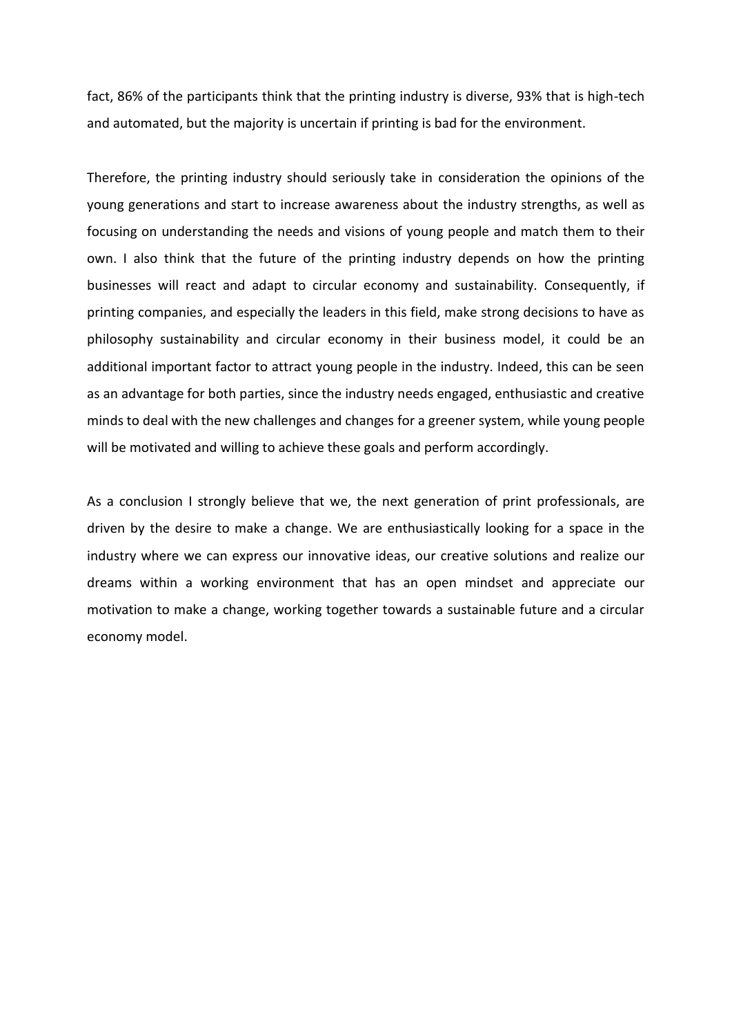fact, 86% of the participants think that the printing industry is diverse, 93% that is high-tech and automated, but the majority is uncertain if printing is bad for the environment.

Therefore, the printing industry should seriously take in consideration the opinions of the young generations and start to increase awareness about the industry strengths, as well as focusing on understanding the needs and visions of young people and match them to their own. I also think that the future of the printing industry depends on how the printing businesses will react and adapt to circular economy and sustainability. Consequently, if printing companies, and especially the leaders in this field, make strong decisions to have as philosophy sustainability and circular economy in their business model, it could be an additional important factor to attract young people in the industry. Indeed, this can be seen as an advantage for both parties, since the industry needs engaged, enthusiastic and creative minds to deal with the new challenges and changes for a greener system, while young people will be motivated and willing to achieve these goals and perform accordingly.

As a conclusion I strongly believe that we, the next generation of print professionals, are driven by the desire to make a change. We are enthusiastically looking for a space in the industry where we can express our innovative ideas, our creative solutions and realize our dreams within a working environment that has an open mindset and appreciate our motivation to make a change, working together towards a sustainable future and a circular economy model.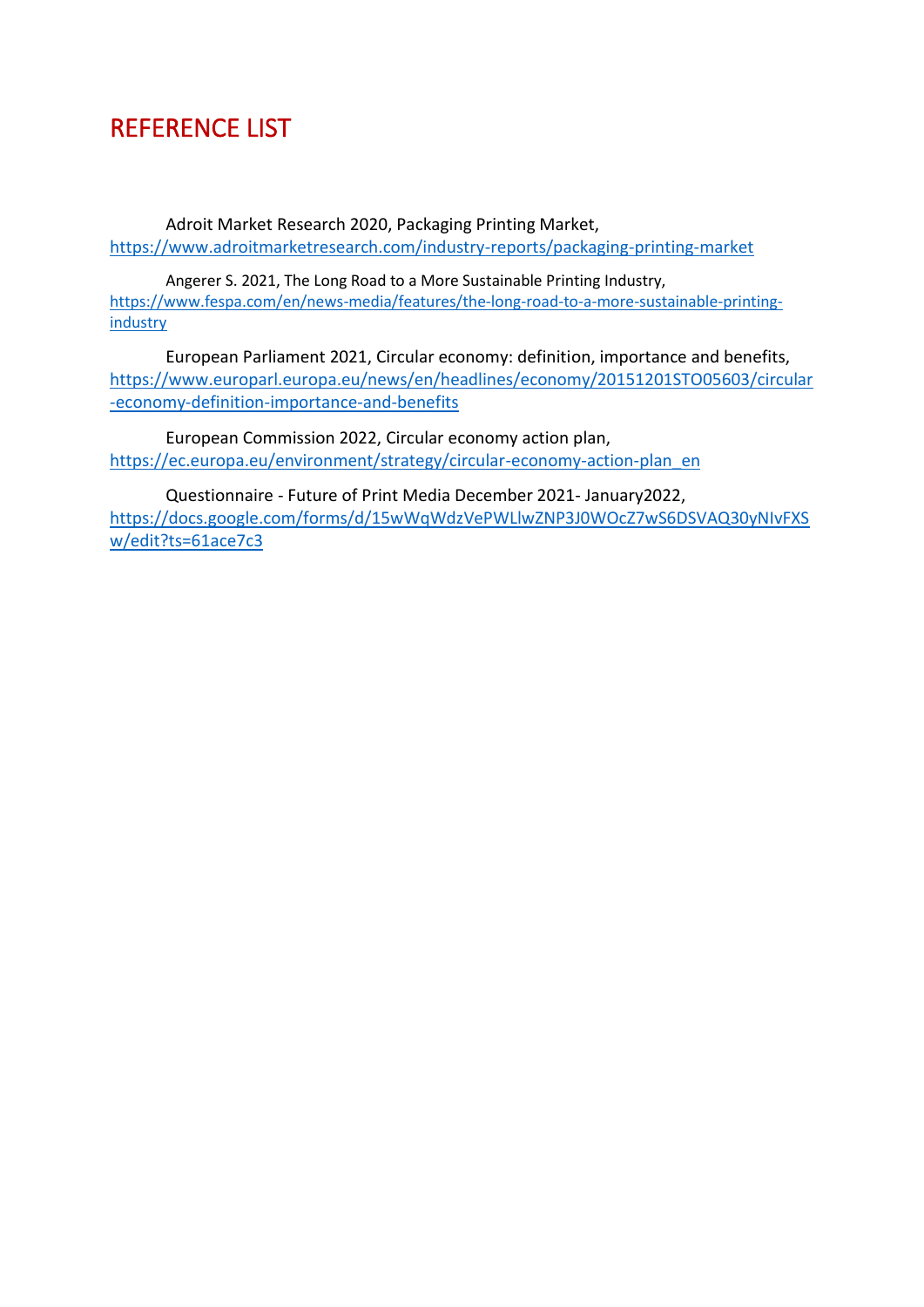# REFERENCE LIST

Adroit Market Research 2020, Packaging Printing Market, https://www.adroitmarketresearch.com/industry-reports/packaging-printing-market

Angerer S. 2021, The Long Road to a More Sustainable Printing Industry, https://www.fespa.com/en/news-media/features/the-long-road-to-a-more-sustainable-printing-industry

European Parliament 2021, Circular economy: definition, importance and benefits, https://www.europarl.europa.eu/news/en/headlines/economy/20151201STO05603/circular-economy-definition-importance-and-benefits

European Commission 2022, Circular economy action plan, https://ec.europa.eu/environment/strategy/circular-economy-action-plan_en

Questionnaire - Future of Print Media December 2021- January2022, https://docs.google.com/forms/d/15wWqWdzVePWLlwZNP3J0WOcZ7wS6DSVAQ30yNIvFXSw/edit?ts=61ace7c3